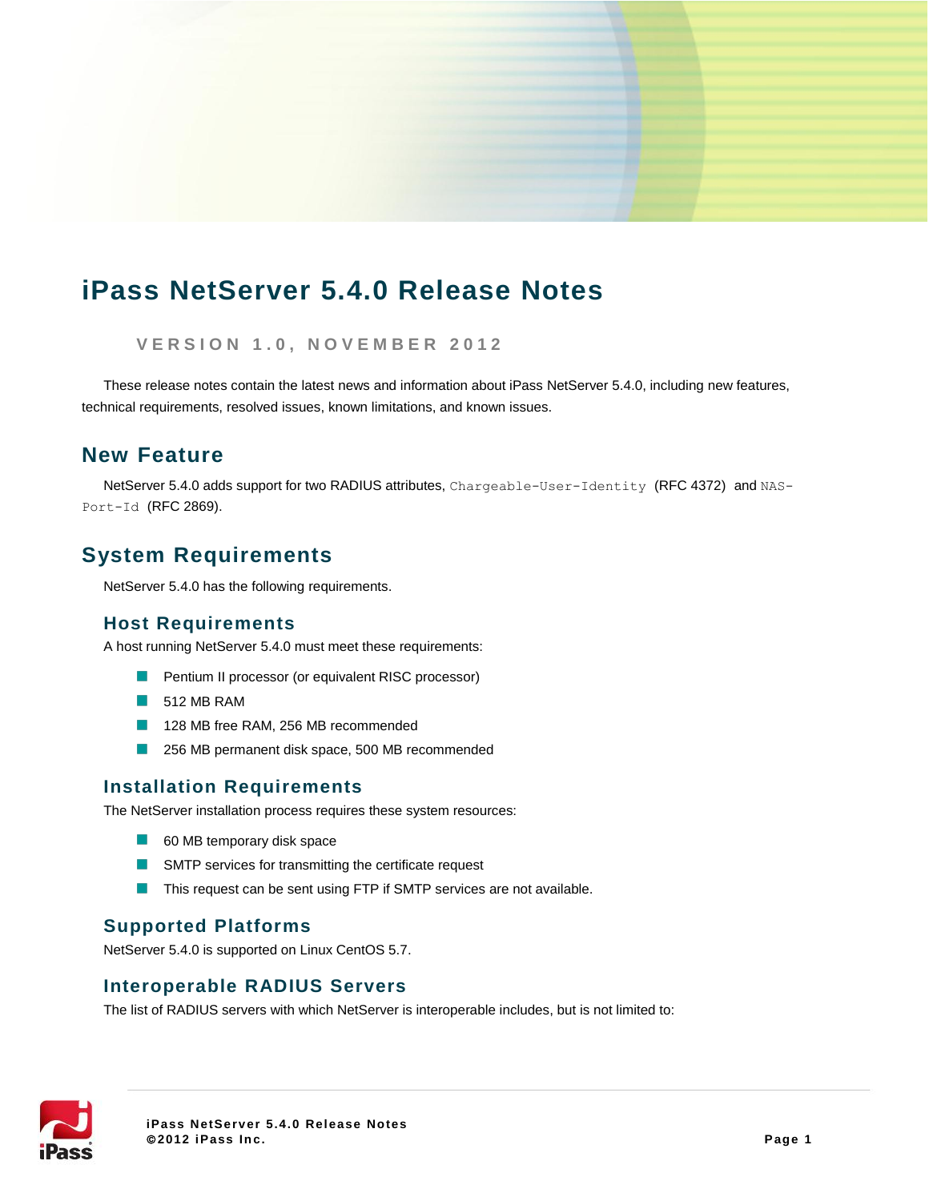# iPass NetServer 5.4.0 Release Notes

VERSION 1.0, NOVEMBER 2012

These release notes contain the latest news and information about iPass NetServer 5.4.0, including new features, technical requirements, resolved issues, known limitations, and known issues.

## New Feature

NetServer 5.4.0 adds support for two RADIUS attributes, `Chargeable-User-Identity` (RFC 4372) and `NAS-Port-Id` (RFC 2869).

## System Requirements

NetServer 5.4.0 has the following requirements.

### Host Requirements

A host running NetServer 5.4.0 must meet these requirements:

- Pentium II processor (or equivalent RISC processor)
- 512 MB RAM
- 128 MB free RAM, 256 MB recommended
- 256 MB permanent disk space, 500 MB recommended

### Installation Requirements

The NetServer installation process requires these system resources:

- 60 MB temporary disk space
- SMTP services for transmitting the certificate request
- This request can be sent using FTP if SMTP services are not available.

### Supported Platforms

NetServer 5.4.0 is supported on Linux CentOS 5.7.

### Interoperable RADIUS Servers

The list of RADIUS servers with which NetServer is interoperable includes, but is not limited to: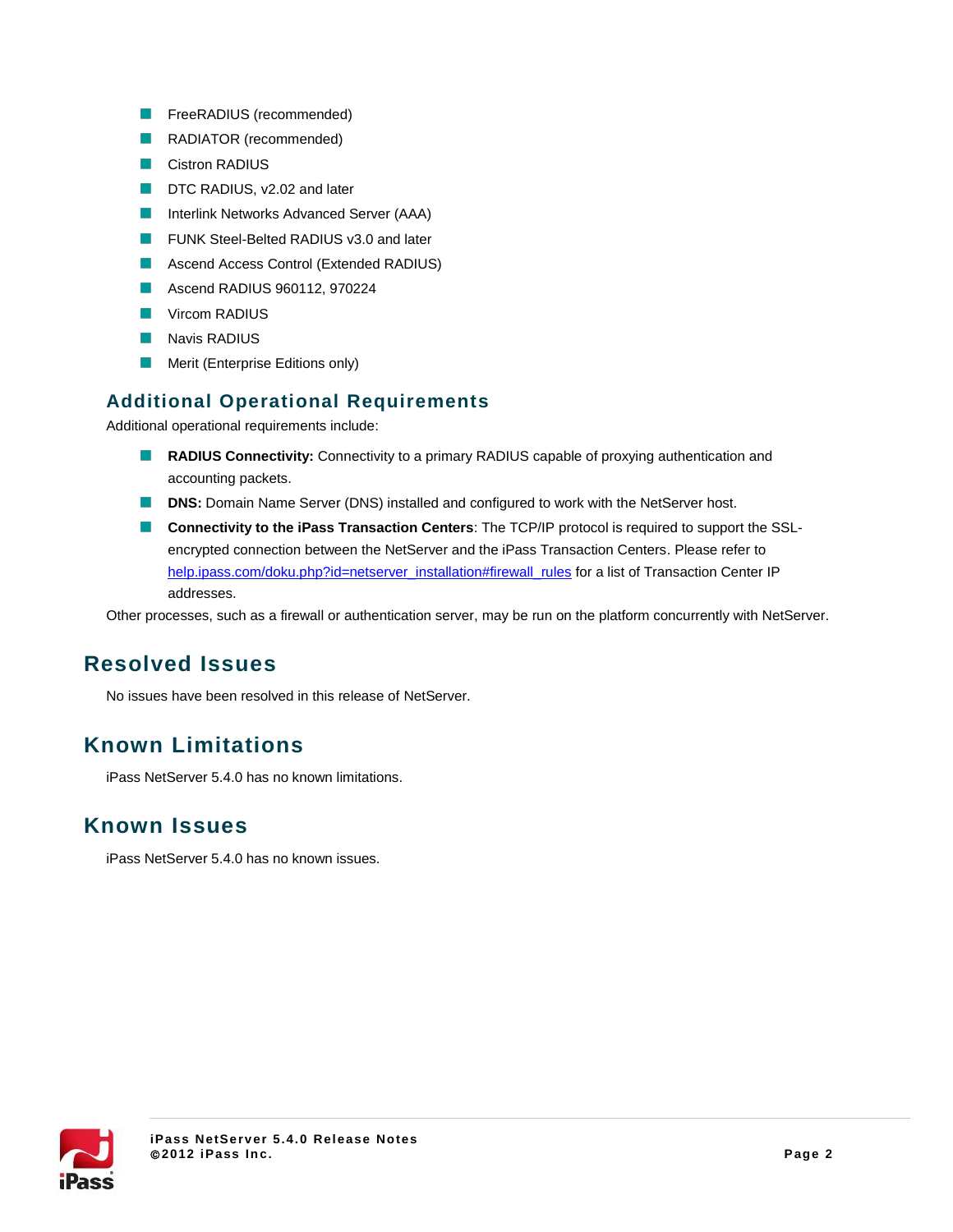- FreeRADIUS (recommended)
- RADIATOR (recommended)
- Cistron RADIUS
- DTC RADIUS, v2.02 and later
- Interlink Networks Advanced Server (AAA)
- FUNK Steel-Belted RADIUS v3.0 and later
- Ascend Access Control (Extended RADIUS)
- Ascend RADIUS 960112, 970224
- Vircom RADIUS
- Navis RADIUS
- Merit (Enterprise Editions only)

### Additional Operational Requirements

Additional operational requirements include:

- **RADIUS Connectivity:** Connectivity to a primary RADIUS capable of proxying authentication and accounting packets.
- **DNS:** Domain Name Server (DNS) installed and configured to work with the NetServer host.
- **Connectivity to the iPass Transaction Centers**: The TCP/IP protocol is required to support the SSL-encrypted connection between the NetServer and the iPass Transaction Centers. Please refer to help.ipass.com/doku.php?id=netserver_installation#firewall_rules for a list of Transaction Center IP addresses.

Other processes, such as a firewall or authentication server, may be run on the platform concurrently with NetServer.

## Resolved Issues

No issues have been resolved in this release of NetServer.

## Known Limitations

iPass NetServer 5.4.0 has no known limitations.

## Known Issues

iPass NetServer 5.4.0 has no known issues.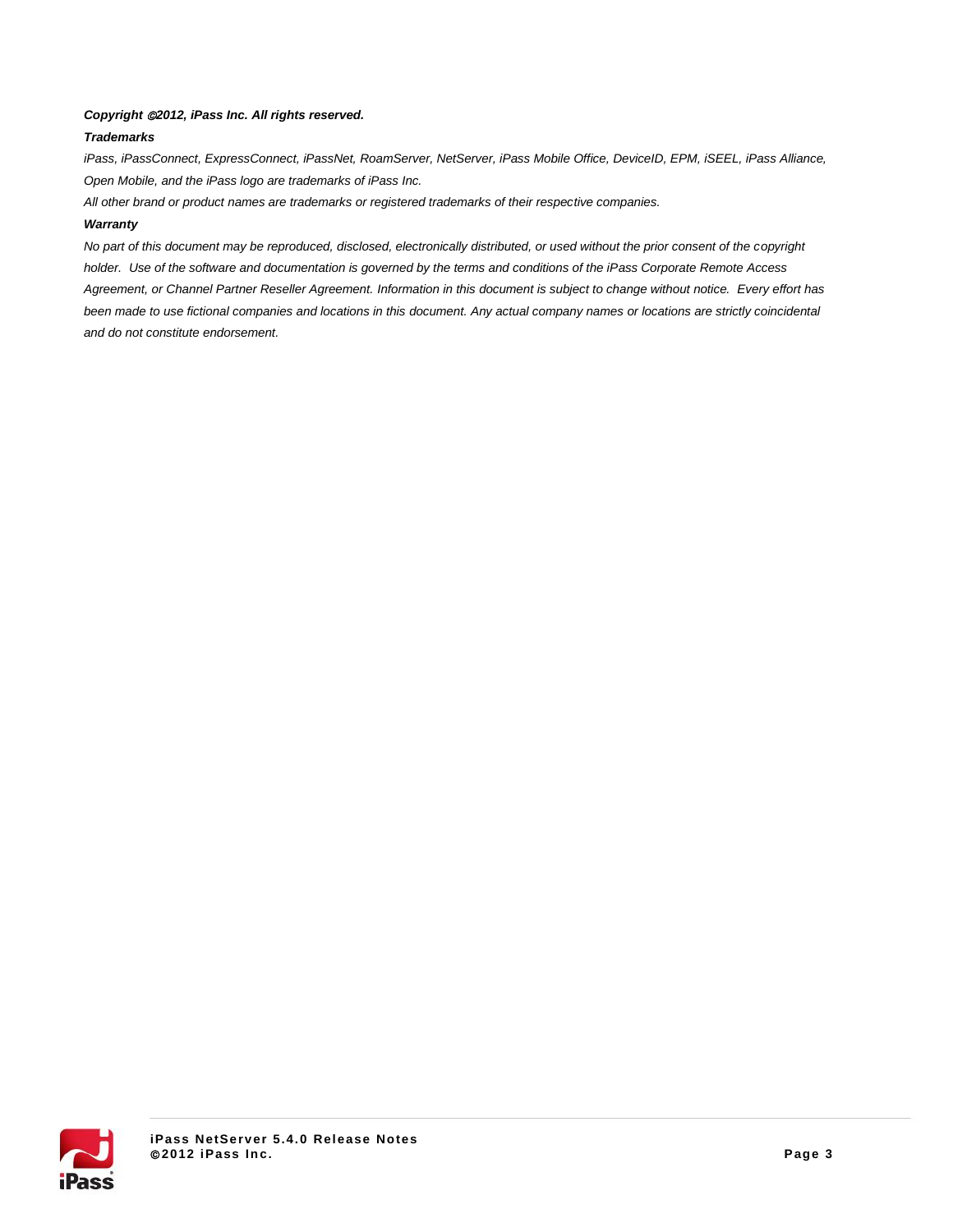***Copyright ©2012, iPass Inc. All rights reserved.***

***Trademarks***

*iPass, iPassConnect, ExpressConnect, iPassNet, RoamServer, NetServer, iPass Mobile Office, DeviceID, EPM, iSEEL, iPass Alliance, Open Mobile, and the iPass logo are trademarks of iPass Inc.*

*All other brand or product names are trademarks or registered trademarks of their respective companies.*

***Warranty***

*No part of this document may be reproduced, disclosed, electronically distributed, or used without the prior consent of the copyright holder. Use of the software and documentation is governed by the terms and conditions of the iPass Corporate Remote Access Agreement, or Channel Partner Reseller Agreement. Information in this document is subject to change without notice. Every effort has been made to use fictional companies and locations in this document. Any actual company names or locations are strictly coincidental and do not constitute endorsement.*